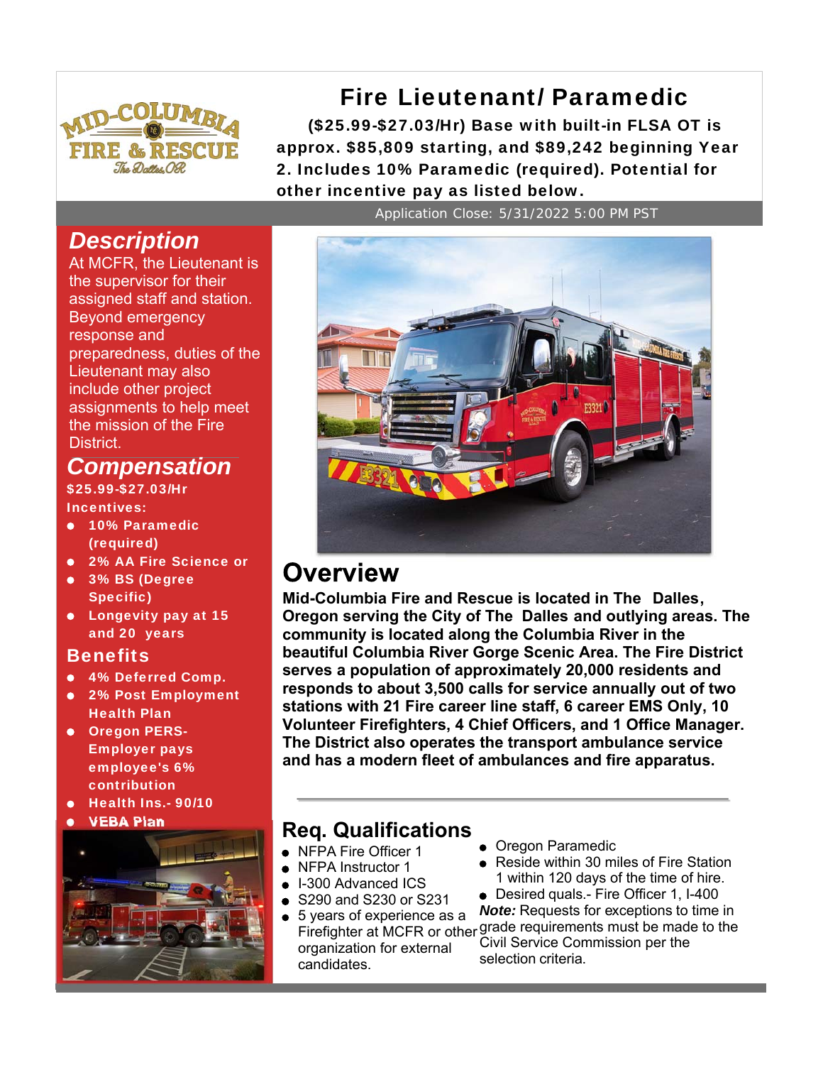# Fire Lieutenant/ Paramedic

**($25.99-$27.03/Hr) Base with built-in FLSA OT is approx. $85,809 starting, and $89,242 beginning Year 2. Includes 10% Paramedic (required). Potential for other incentive pay as listed below.**

Application Close: 5/31/2022 5:00 PM PST

## Description

At MCFR, the Lieutenant is the supervisor for their assigned staff and station. Beyond emergency response and preparedness, duties of the Lieutenant may also include other project assignments to help meet the mission of the Fire District.

## Compensation

**$25.99-$27.03/Hr**

**Incentives:**

- **10% Paramedic (required)**
- **2% AA Fire Science or**
- **3% BS (Degree Specific)**
- **Longevity pay at 15 and 20 years**

## Benefits

- **4% Deferred Comp.**
- **2% Post Employment Health Plan**
- **Oregon PERS- Employer pays employee's 6% contribution**
- **Health Ins.- 90/10**
- **VEBA Plan**

## Overview

**Mid-Columbia Fire and Rescue is located in The Dalles, Oregon serving the City of The Dalles and outlying areas. The community is located along the Columbia River in the beautiful Columbia River Gorge Scenic Area. The Fire District serves a population of approximately 20,000 residents and responds to about 3,500 calls for service annually out of two stations with 21 Fire career line staff, 6 career EMS Only, 10 Volunteer Firefighters, 4 Chief Officers, and 1 Office Manager. The District also operates the transport ambulance service and has a modern fleet of ambulances and fire apparatus.**

## Req. Qualifications

- NFPA Fire Officer 1
- NFPA Instructor 1
- I-300 Advanced ICS
- S290 and S230 or S231
- 5 years of experience as a Firefighter at MCFR or other organization for external candidates.
- Oregon Paramedic
- Reside within 30 miles of Fire Station 1 within 120 days of the time of hire.
- Desired quals.- Fire Officer 1, I-400

***Note:*** Requests for exceptions to time in grade requirements must be made to the Civil Service Commission per the selection criteria.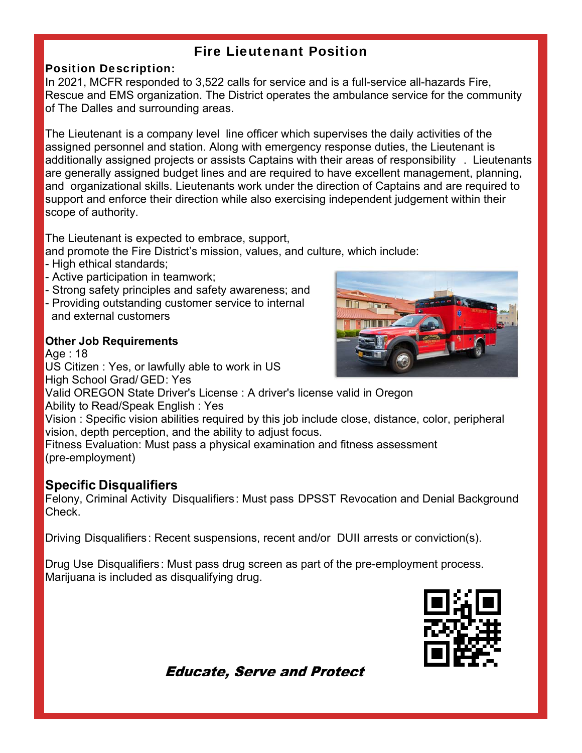# Fire Lieutenant Position

## Position Description:

In 2021, MCFR responded to 3,522 calls for service and is a full-service all-hazards Fire, Rescue and EMS organization. The District operates the ambulance service for the community of The Dalles and surrounding areas.

The Lieutenant is a company level line officer which supervises the daily activities of the assigned personnel and station. Along with emergency response duties, the Lieutenant is additionally assigned projects or assists Captains with their areas of responsibility . Lieutenants are generally assigned budget lines and are required to have excellent management, planning, and organizational skills. Lieutenants work under the direction of Captains and are required to support and enforce their direction while also exercising independent judgement within their scope of authority.

The Lieutenant is expected to embrace, support, and promote the Fire District's mission, values, and culture, which include:

- High ethical standards;
- Active participation in teamwork;
- Strong safety principles and safety awareness; and
- Providing outstanding customer service to internal and external customers

**Other Job Requirements**

Age : 18
US Citizen : Yes, or lawfully able to work in US
High School Grad/ GED: Yes
Valid OREGON State Driver's License : A driver's license valid in Oregon
Ability to Read/Speak English : Yes
Vision : Specific vision abilities required by this job include close, distance, color, peripheral vision, depth perception, and the ability to adjust focus.
Fitness Evaluation: Must pass a physical examination and fitness assessment (pre-employment)

## Specific Disqualifiers

Felony, Criminal Activity Disqualifiers: Must pass DPSST Revocation and Denial Background Check.

Driving Disqualifiers: Recent suspensions, recent and/or DUII arrests or conviction(s).

Drug Use Disqualifiers: Must pass drug screen as part of the pre-employment process. Marijuana is included as disqualifying drug.

***Educate, Serve and Protect***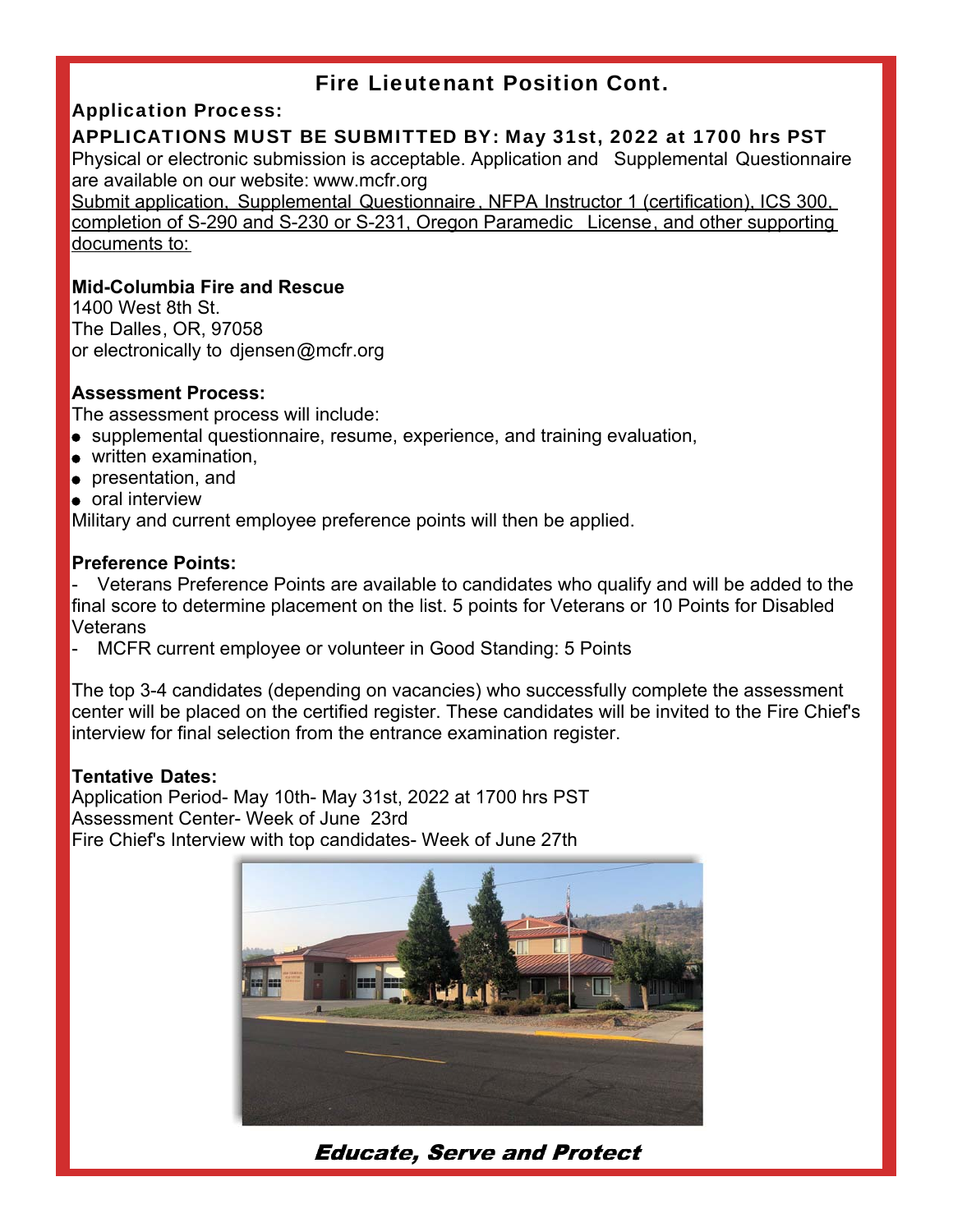# Fire Lieutenant Position Cont.

**Application Process:**

**APPLICATIONS MUST BE SUBMITTED BY: May 31st, 2022 at 1700 hrs PST**

Physical or electronic submission is acceptable. Application and Supplemental Questionnaire are available on our website: www.mcfr.org

Submit application, Supplemental Questionnaire, NFPA Instructor 1 (certification), ICS 300, completion of S-290 and S-230 or S-231, Oregon Paramedic License, and other supporting documents to:

**Mid-Columbia Fire and Rescue**
1400 West 8th St.
The Dalles, OR, 97058
or electronically to djensen@mcfr.org

**Assessment Process:**

The assessment process will include:

- supplemental questionnaire, resume, experience, and training evaluation,
- written examination,
- presentation, and
- oral interview

Military and current employee preference points will then be applied.

**Preference Points:**

- Veterans Preference Points are available to candidates who qualify and will be added to the final score to determine placement on the list. 5 points for Veterans or 10 Points for Disabled Veterans
- MCFR current employee or volunteer in Good Standing: 5 Points

The top 3-4 candidates (depending on vacancies) who successfully complete the assessment center will be placed on the certified register. These candidates will be invited to the Fire Chief's interview for final selection from the entrance examination register.

**Tentative Dates:**

Application Period- May 10th- May 31st, 2022 at 1700 hrs PST
Assessment Center- Week of June 23rd
Fire Chief's Interview with top candidates- Week of June 27th

***Educate, Serve and Protect***